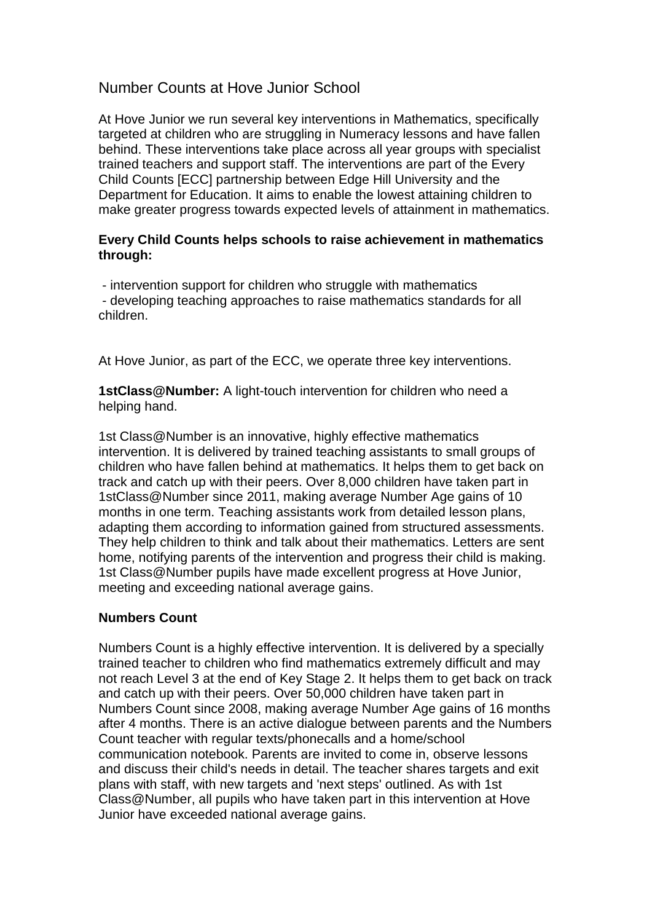# Number Counts at Hove Junior School

At Hove Junior we run several key interventions in Mathematics, specifically targeted at children who are struggling in Numeracy lessons and have fallen behind. These interventions take place across all year groups with specialist trained teachers and support staff. The interventions are part of the Every Child Counts [ECC] partnership between Edge Hill University and the Department for Education. It aims to enable the lowest attaining children to make greater progress towards expected levels of attainment in mathematics.

**Every Child Counts helps schools to raise achievement in mathematics through:**

- intervention support for children who struggle with mathematics
- developing teaching approaches to raise mathematics standards for all children.

At Hove Junior, as part of the ECC, we operate three key interventions.

**1stClass@Number:** A light-touch intervention for children who need a helping hand.

1st Class@Number is an innovative, highly effective mathematics intervention. It is delivered by trained teaching assistants to small groups of children who have fallen behind at mathematics. It helps them to get back on track and catch up with their peers. Over 8,000 children have taken part in 1stClass@Number since 2011, making average Number Age gains of 10 months in one term. Teaching assistants work from detailed lesson plans, adapting them according to information gained from structured assessments. They help children to think and talk about their mathematics. Letters are sent home, notifying parents of the intervention and progress their child is making. 1st Class@Number pupils have made excellent progress at Hove Junior, meeting and exceeding national average gains.

**Numbers Count**

Numbers Count is a highly effective intervention. It is delivered by a specially trained teacher to children who find mathematics extremely difficult and may not reach Level 3 at the end of Key Stage 2. It helps them to get back on track and catch up with their peers. Over 50,000 children have taken part in Numbers Count since 2008, making average Number Age gains of 16 months after 4 months. There is an active dialogue between parents and the Numbers Count teacher with regular texts/phonecalls and a home/school communication notebook. Parents are invited to come in, observe lessons and discuss their child's needs in detail. The teacher shares targets and exit plans with staff, with new targets and 'next steps' outlined. As with 1st Class@Number, all pupils who have taken part in this intervention at Hove Junior have exceeded national average gains.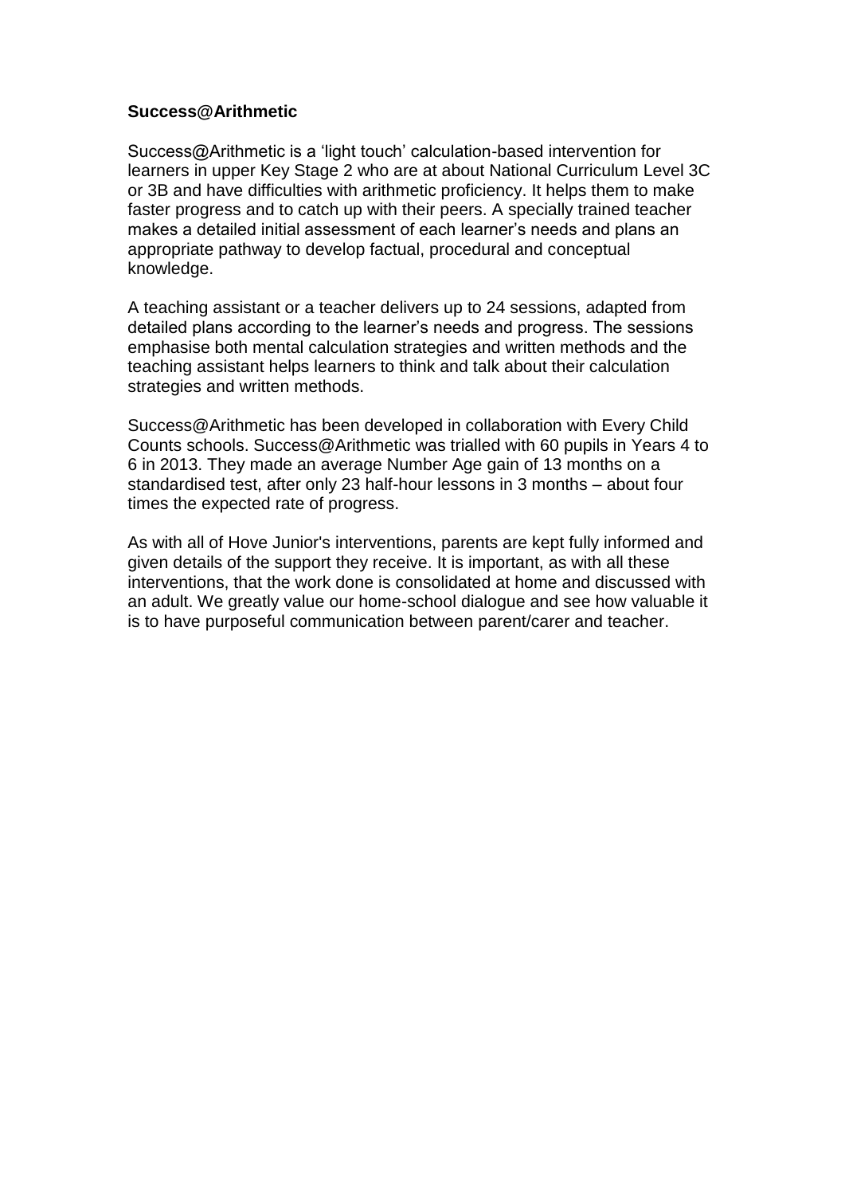**Success@Arithmetic**

Success@Arithmetic is a 'light touch' calculation-based intervention for learners in upper Key Stage 2 who are at about National Curriculum Level 3C or 3B and have difficulties with arithmetic proficiency. It helps them to make faster progress and to catch up with their peers. A specially trained teacher makes a detailed initial assessment of each learner's needs and plans an appropriate pathway to develop factual, procedural and conceptual knowledge.

A teaching assistant or a teacher delivers up to 24 sessions, adapted from detailed plans according to the learner's needs and progress. The sessions emphasise both mental calculation strategies and written methods and the teaching assistant helps learners to think and talk about their calculation strategies and written methods.

Success@Arithmetic has been developed in collaboration with Every Child Counts schools. Success@Arithmetic was trialled with 60 pupils in Years 4 to 6 in 2013. They made an average Number Age gain of 13 months on a standardised test, after only 23 half-hour lessons in 3 months – about four times the expected rate of progress.

As with all of Hove Junior's interventions, parents are kept fully informed and given details of the support they receive. It is important, as with all these interventions, that the work done is consolidated at home and discussed with an adult. We greatly value our home-school dialogue and see how valuable it is to have purposeful communication between parent/carer and teacher.